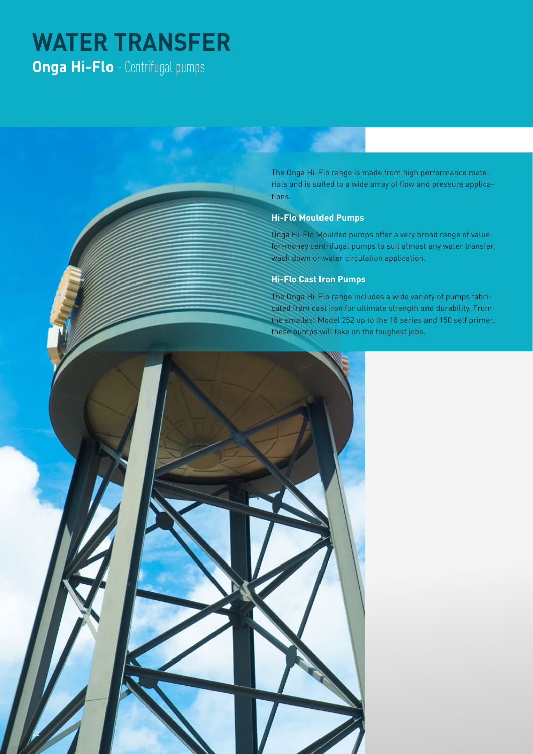# WATER TRANSFER

## **Onga Hi-Flo** - Centrifugal pumps

The Onga Hi-Flo range is made from high performance materials and is suited to a wide array of flow and pressure applications.

### Hi-Flo Moulded Pumps

Onga Hi-Flo Moulded pumps offer a very broad range of value-for-money centrifugal pumps to suit almost any water transfer, wash down or water circulation application.

### Hi-Flo Cast Iron Pumps

The Onga Hi-Flo range includes a wide variety of pumps fabricated from cast iron for ultimate strength and durability. From the smallest Model 252 up to the 18 series and 150 self primer, these pumps will take on the toughest jobs.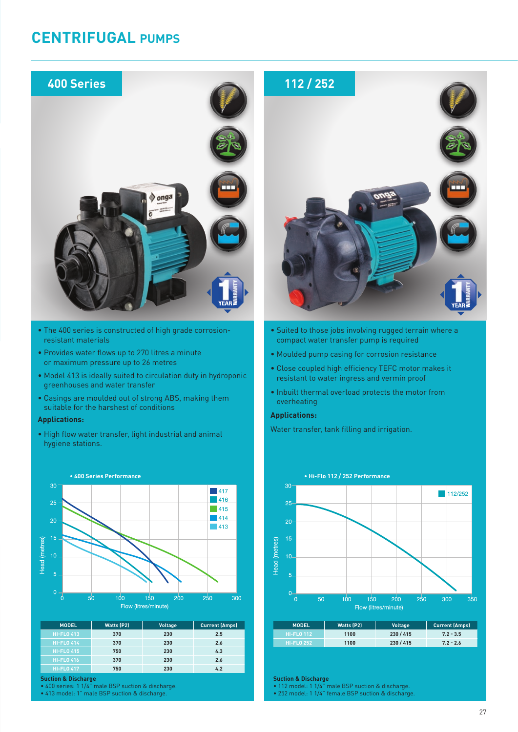# CENTRIFUGAL PUMPS

## 400 Series

- The 400 series is constructed of high grade corrosion-resistant materials
- Provides water flows up to 270 litres a minute or maximum pressure up to 26 metres
- Model 413 is ideally suited to circulation duty in hydroponic greenhouses and water transfer
- Casings are moulded out of strong ABS, making them suitable for the harshest of conditions

**Applications:**

- High flow water transfer, light industrial and animal hygiene stations.

• 400 Series Performance

| MODEL | Watts (P2) | Voltage | Current (Amps) |
|---|---|---|---|
| HI-FLO 413 | 370 | 230 | 2.5 |
| HI-FLO 414 | 370 | 230 | 2.6 |
| HI-FLO 415 | 750 | 230 | 4.3 |
| HI-FLO 416 | 370 | 230 | 2.6 |
| HI-FLO 417 | 750 | 230 | 4.2 |

**Suction & Discharge**

- 400 series: 1 1/4" male BSP suction & discharge.
- 413 model: 1" male BSP suction & discharge.

## 112 / 252

- Suited to those jobs involving rugged terrain where a compact water transfer pump is required
- Moulded pump casing for corrosion resistance
- Close coupled high efficiency TEFC motor makes it resistant to water ingress and vermin proof
- Inbuilt thermal overload protects the motor from overheating

**Applications:**

Water transfer, tank filling and irrigation.

• Hi-Flo 112 / 252 Performance

| MODEL | Watts (P2) | Voltage | Current (Amps) |
|---|---|---|---|
| HI-FLO 112 | 1100 | 230 / 415 | 7.2 - 3.5 |
| HI-FLO 252 | 1100 | 230 / 415 | 7.2 - 2.6 |

**Suction & Discharge**

- 112 model: 1 1/4" male BSP suction & discharge.
- 252 model: 1 1/4" female BSP suction & discharge.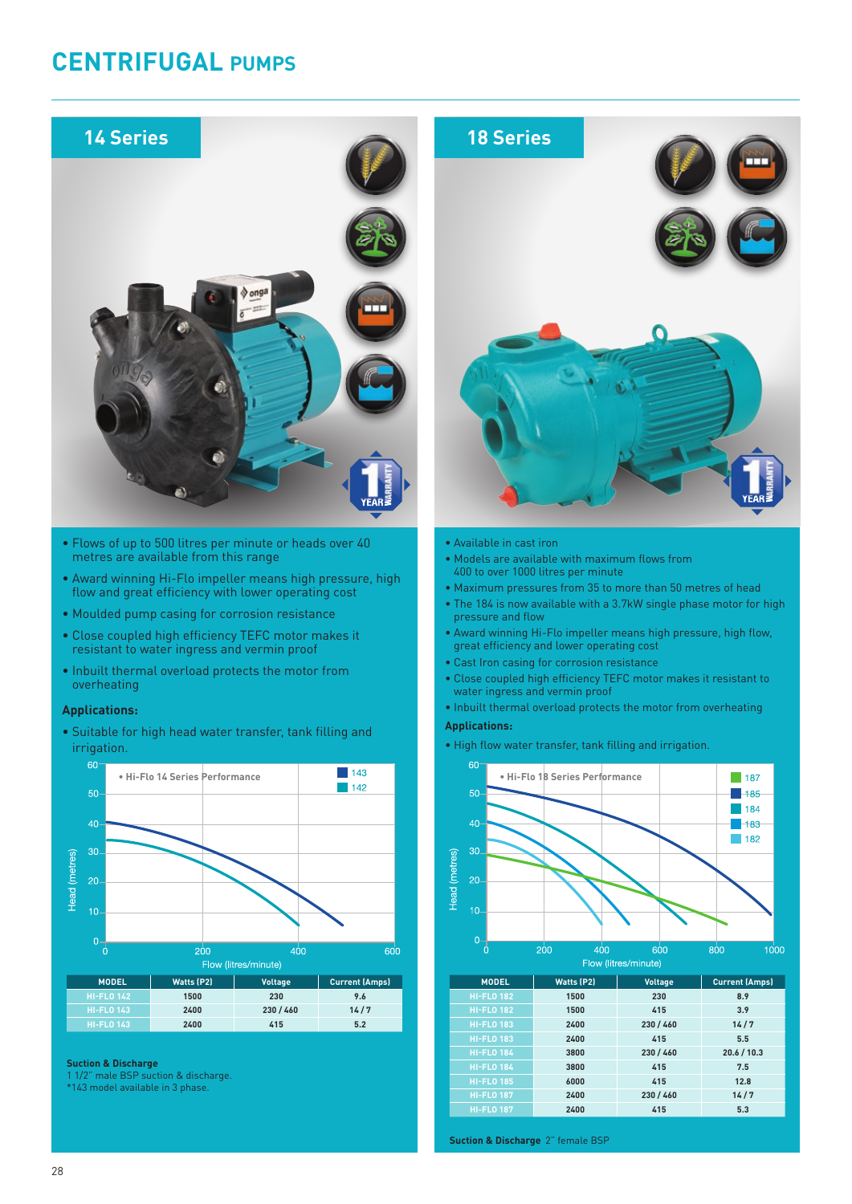# CENTRIFUGAL PUMPS

## 14 Series

- Flows of up to 500 litres per minute or heads over 40 metres are available from this range
- Award winning Hi-Flo impeller means high pressure, high flow and great efficiency with lower operating cost
- Moulded pump casing for corrosion resistance
- Close coupled high efficiency TEFC motor makes it resistant to water ingress and vermin proof
- Inbuilt thermal overload protects the motor from overheating

**Applications:**

- Suitable for high head water transfer, tank filling and irrigation.

• Hi-Flo 14 Series Performance

| MODEL | Watts (P2) | Voltage | Current (Amps) |
|---|---|---|---|
| HI-FLO 142 | 1500 | 230 | 9.6 |
| HI-FLO 143 | 2400 | 230 / 460 | 14 / 7 |
| HI-FLO 143 | 2400 | 415 | 5.2 |

**Suction & Discharge**
1 1/2" male BSP suction & discharge.
*143 model available in 3 phase.

## 18 Series

- Available in cast iron
- Models are available with maximum flows from 400 to over 1000 litres per minute
- Maximum pressures from 35 to more than 50 metres of head
- The 184 is now available with a 3.7kW single phase motor for high pressure and flow
- Award winning Hi-Flo impeller means high pressure, high flow, great efficiency and lower operating cost
- Cast Iron casing for corrosion resistance
- Close coupled high efficiency TEFC motor makes it resistant to water ingress and vermin proof
- Inbuilt thermal overload protects the motor from overheating

**Applications:**

- High flow water transfer, tank filling and irrigation.

• Hi-Flo 18 Series Performance

| MODEL | Watts (P2) | Voltage | Current (Amps) |
|---|---|---|---|
| HI-FLO 182 | 1500 | 230 | 8.9 |
| HI-FLO 182 | 1500 | 415 | 3.9 |
| HI-FLO 183 | 2400 | 230 / 460 | 14 / 7 |
| HI-FLO 183 | 2400 | 415 | 5.5 |
| HI-FLO 184 | 3800 | 230 / 460 | 20.6 / 10.3 |
| HI-FLO 184 | 3800 | 415 | 7.5 |
| HI-FLO 185 | 6000 | 415 | 12.8 |
| HI-FLO 187 | 2400 | 230 / 460 | 14 / 7 |
| HI-FLO 187 | 2400 | 415 | 5.3 |

**Suction & Discharge** 2" female BSP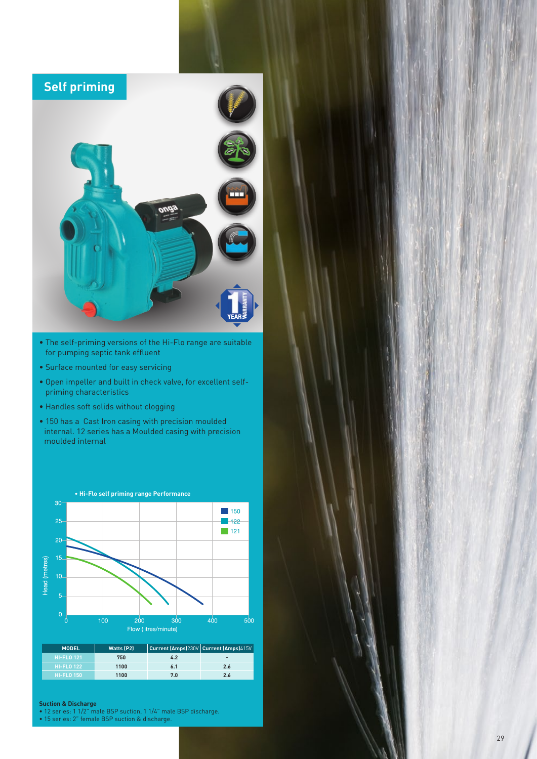## Self priming

- The self-priming versions of the Hi-Flo range are suitable for pumping septic tank effluent
- Surface mounted for easy servicing
- Open impeller and built in check valve, for excellent self-priming characteristics
- Handles soft solids without clogging
- 150 has a Cast Iron casing with precision moulded internal. 12 series has a Moulded casing with precision moulded internal

• Hi-Flo self priming range Performance

Head (metres)

30
25
20
15
10
5
0

0
100
200
300
400
500

Flow (litres/minute)

150
122
121

| MODEL | Watts (P2) | Current (Amps)230V | Current (Amps)415V |
|---|---|---|---|
| HI-FLO 121 | 750 | 4.2 | - |
| HI-FLO 122 | 1100 | 6.1 | 2.6 |
| HI-FLO 150 | 1100 | 7.0 | 2.6 |

**Suction & Discharge**

- 12 series: 1 1/2" male BSP suction, 1 1/4" male BSP discharge.
- 15 series: 2" female BSP suction & discharge.